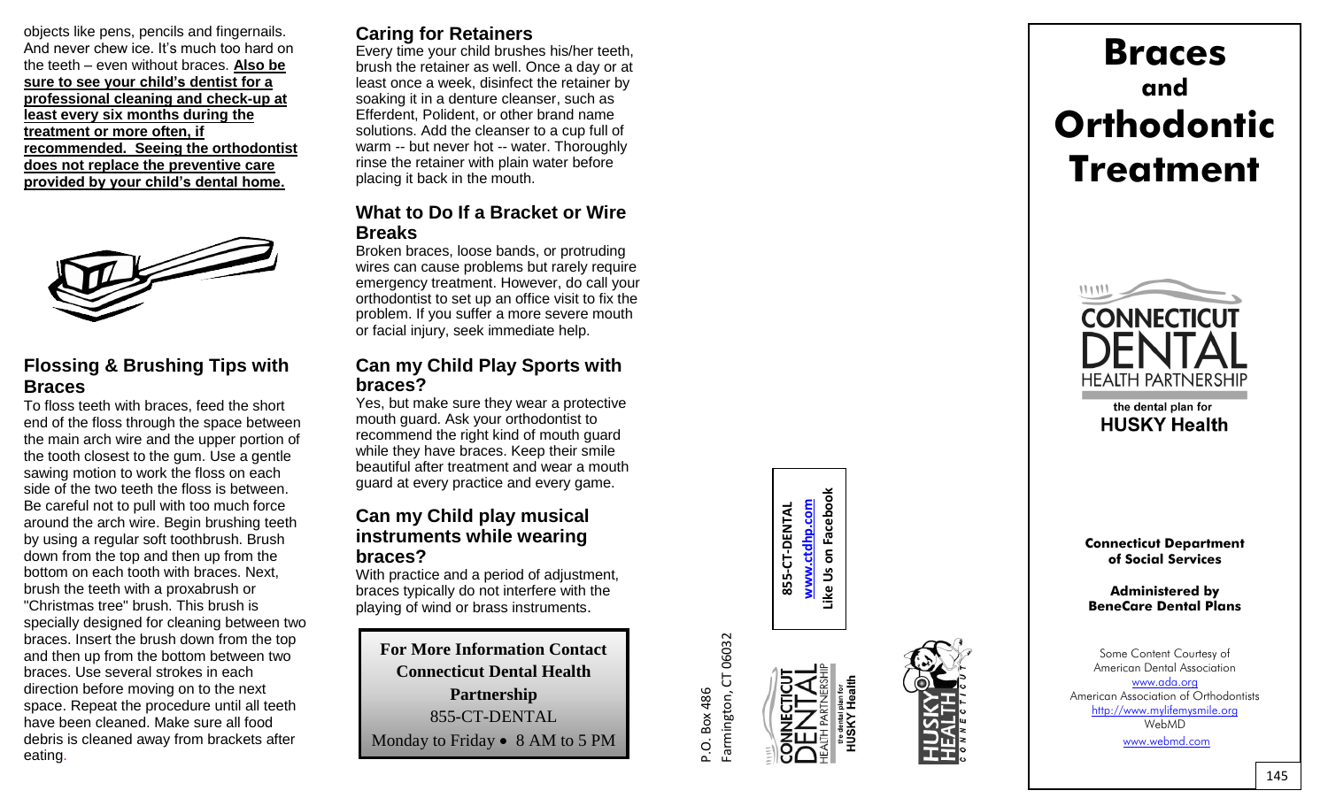objects like pens, pencils and fingernails. And never chew ice. It's much too hard on the teeth – even without braces. **Also be sure to see your child's dentist for a professional cleaning and check-up at least every six months during the treatment or more often, if recommended. Seeing the orthodontist does not replace the preventive care provided by your child's dental home.**

## Flossing & Brushing Tips with Braces

To floss teeth with braces, feed the short end of the floss through the space between the main arch wire and the upper portion of the tooth closest to the gum. Use a gentle sawing motion to work the floss on each side of the two teeth the floss is between. Be careful not to pull with too much force around the arch wire. Begin brushing teeth by using a regular soft toothbrush. Brush down from the top and then up from the bottom on each tooth with braces. Next, brush the teeth with a proxabrush or "Christmas tree" brush. This brush is specially designed for cleaning between two braces. Insert the brush down from the top and then up from the bottom between two braces. Use several strokes in each direction before moving on to the next space. Repeat the procedure until all teeth have been cleaned. Make sure all food debris is cleaned away from brackets after eating.

## Caring for Retainers

Every time your child brushes his/her teeth, brush the retainer as well. Once a day or at least once a week, disinfect the retainer by soaking it in a denture cleanser, such as Efferdent, Polident, or other brand name solutions. Add the cleanser to a cup full of warm -- but never hot -- water. Thoroughly rinse the retainer with plain water before placing it back in the mouth.

## What to Do If a Bracket or Wire Breaks

Broken braces, loose bands, or protruding wires can cause problems but rarely require emergency treatment. However, do call your orthodontist to set up an office visit to fix the problem. If you suffer a more severe mouth or facial injury, seek immediate help.

## Can my Child Play Sports with braces?

Yes, but make sure they wear a protective mouth guard. Ask your orthodontist to recommend the right kind of mouth guard while they have braces. Keep their smile beautiful after treatment and wear a mouth guard at every practice and every game.

## Can my Child play musical instruments while wearing braces?

With practice and a period of adjustment, braces typically do not interfere with the playing of wind or brass instruments.

**For More Information Contact**
**Connecticut Dental Health Partnership**
855-CT-DENTAL
Monday to Friday • 8 AM to 5 PM

P.O. Box 486
Farmington, CT 06032

**855-CT-DENTAL**
**www.ctdhp.com**
**Like Us on Facebook**

# Braces and Orthodontic Treatment

CONNECTICUT DENTAL HEALTH PARTNERSHIP
the dental plan for **HUSKY Health**

**Connecticut Department of Social Services**

**Administered by BeneCare Dental Plans**

Some Content Courtesy of
American Dental Association
www.ada.org
American Association of Orthodontists
http://www.mylifemysmile.org
WebMD
www.webmd.com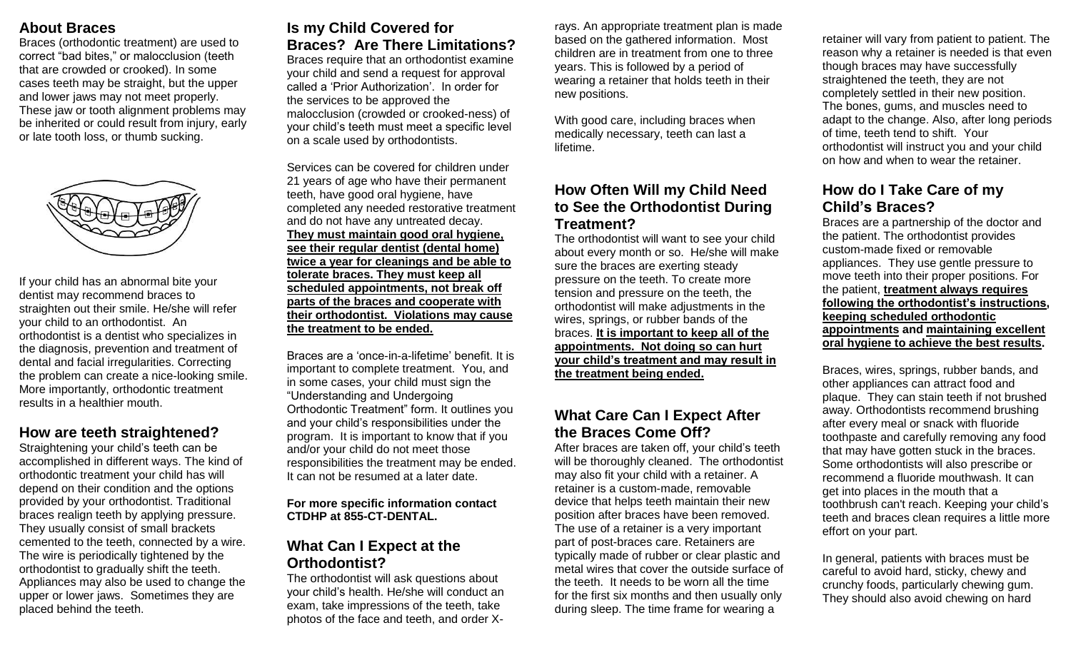## About Braces

Braces (orthodontic treatment) are used to correct "bad bites," or malocclusion (teeth that are crowded or crooked). In some cases teeth may be straight, but the upper and lower jaws may not meet properly. These jaw or tooth alignment problems may be inherited or could result from injury, early or late tooth loss, or thumb sucking.

If your child has an abnormal bite your dentist may recommend braces to straighten out their smile. He/she will refer your child to an orthodontist. An orthodontist is a dentist who specializes in the diagnosis, prevention and treatment of dental and facial irregularities. Correcting the problem can create a nice-looking smile. More importantly, orthodontic treatment results in a healthier mouth.

## How are teeth straightened?

Straightening your child's teeth can be accomplished in different ways. The kind of orthodontic treatment your child has will depend on their condition and the options provided by your orthodontist. Traditional braces realign teeth by applying pressure. They usually consist of small brackets cemented to the teeth, connected by a wire. The wire is periodically tightened by the orthodontist to gradually shift the teeth. Appliances may also be used to change the upper or lower jaws. Sometimes they are placed behind the teeth.

## Is my Child Covered for Braces? Are There Limitations?

Braces require that an orthodontist examine your child and send a request for approval called a 'Prior Authorization'. In order for the services to be approved the malocclusion (crowded or crooked-ness) of your child's teeth must meet a specific level on a scale used by orthodontists.

Services can be covered for children under 21 years of age who have their permanent teeth, have good oral hygiene, have completed any needed restorative treatment and do not have any untreated decay. **They must maintain good oral hygiene, see their regular dentist (dental home) twice a year for cleanings and be able to tolerate braces. They must keep all scheduled appointments, not break off parts of the braces and cooperate with their orthodontist. Violations may cause the treatment to be ended.**

Braces are a 'once-in-a-lifetime' benefit. It is important to complete treatment. You, and in some cases, your child must sign the "Understanding and Undergoing Orthodontic Treatment" form. It outlines you and your child's responsibilities under the program. It is important to know that if you and/or your child do not meet those responsibilities the treatment may be ended. It can not be resumed at a later date.

**For more specific information contact CTDHP at 855-CT-DENTAL.**

## What Can I Expect at the Orthodontist?

The orthodontist will ask questions about your child's health. He/she will conduct an exam, take impressions of the teeth, take photos of the face and teeth, and order X-rays. An appropriate treatment plan is made based on the gathered information. Most children are in treatment from one to three years. This is followed by a period of wearing a retainer that holds teeth in their new positions.

With good care, including braces when medically necessary, teeth can last a lifetime.

## How Often Will my Child Need to See the Orthodontist During Treatment?

The orthodontist will want to see your child about every month or so. He/she will make sure the braces are exerting steady pressure on the teeth. To create more tension and pressure on the teeth, the orthodontist will make adjustments in the wires, springs, or rubber bands of the braces. **It is important to keep all of the appointments. Not doing so can hurt your child's treatment and may result in the treatment being ended.**

## What Care Can I Expect After the Braces Come Off?

After braces are taken off, your child's teeth will be thoroughly cleaned. The orthodontist may also fit your child with a retainer. A retainer is a custom-made, removable device that helps teeth maintain their new position after braces have been removed. The use of a retainer is a very important part of post-braces care. Retainers are typically made of rubber or clear plastic and metal wires that cover the outside surface of the teeth. It needs to be worn all the time for the first six months and then usually only during sleep. The time frame for wearing a retainer will vary from patient to patient. The reason why a retainer is needed is that even though braces may have successfully straightened the teeth, they are not completely settled in their new position. The bones, gums, and muscles need to adapt to the change. Also, after long periods of time, teeth tend to shift. Your orthodontist will instruct you and your child on how and when to wear the retainer.

## How do I Take Care of my Child's Braces?

Braces are a partnership of the doctor and the patient. The orthodontist provides custom-made fixed or removable appliances. They use gentle pressure to move teeth into their proper positions. For the patient, **treatment always requires following the orthodontist's instructions, keeping scheduled orthodontic appointments and maintaining excellent oral hygiene to achieve the best results.**

Braces, wires, springs, rubber bands, and other appliances can attract food and plaque. They can stain teeth if not brushed away. Orthodontists recommend brushing after every meal or snack with fluoride toothpaste and carefully removing any food that may have gotten stuck in the braces. Some orthodontists will also prescribe or recommend a fluoride mouthwash. It can get into places in the mouth that a toothbrush can't reach. Keeping your child's teeth and braces clean requires a little more effort on your part.

In general, patients with braces must be careful to avoid hard, sticky, chewy and crunchy foods, particularly chewing gum. They should also avoid chewing on hard